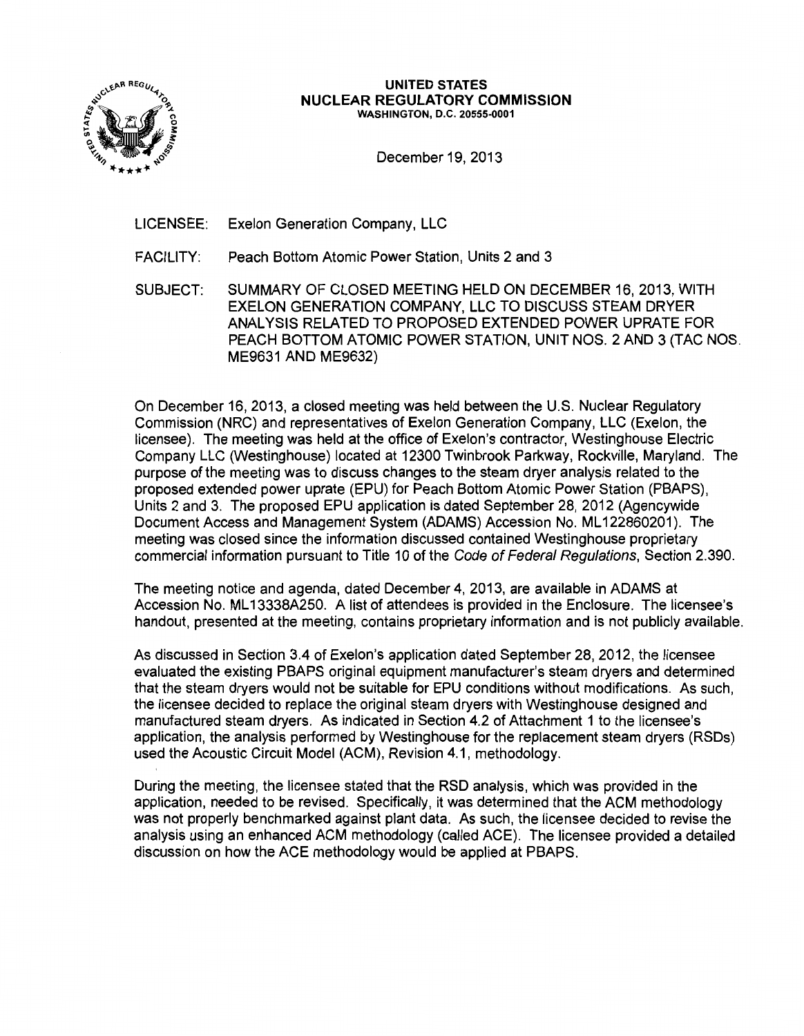**UNITED STATES**
**NUCLEAR REGULATORY COMMISSION**
WASHINGTON, D.C. 20555-0001

December 19, 2013

LICENSEE: Exelon Generation Company, LLC

FACILITY: Peach Bottom Atomic Power Station, Units 2 and 3

SUBJECT: SUMMARY OF CLOSED MEETING HELD ON DECEMBER 16, 2013, WITH EXELON GENERATION COMPANY, LLC TO DISCUSS STEAM DRYER ANALYSIS RELATED TO PROPOSED EXTENDED POWER UPRATE FOR PEACH BOTTOM ATOMIC POWER STATION, UNIT NOS. 2 AND 3 (TAC NOS. ME9631 AND ME9632)

On December 16, 2013, a closed meeting was held between the U.S. Nuclear Regulatory Commission (NRC) and representatives of Exelon Generation Company, LLC (Exelon, the licensee). The meeting was held at the office of Exelon's contractor, Westinghouse Electric Company LLC (Westinghouse) located at 12300 Twinbrook Parkway, Rockville, Maryland. The purpose of the meeting was to discuss changes to the steam dryer analysis related to the proposed extended power uprate (EPU) for Peach Bottom Atomic Power Station (PBAPS), Units 2 and 3. The proposed EPU application is dated September 28, 2012 (Agencywide Document Access and Management System (ADAMS) Accession No. ML122860201). The meeting was closed since the information discussed contained Westinghouse proprietary commercial information pursuant to Title 10 of the *Code of Federal Regulations*, Section 2.390.

The meeting notice and agenda, dated December 4, 2013, are available in ADAMS at Accession No. ML13338A250. A list of attendees is provided in the Enclosure. The licensee's handout, presented at the meeting, contains proprietary information and is not publicly available.

As discussed in Section 3.4 of Exelon's application dated September 28, 2012, the licensee evaluated the existing PBAPS original equipment manufacturer's steam dryers and determined that the steam dryers would not be suitable for EPU conditions without modifications. As such, the licensee decided to replace the original steam dryers with Westinghouse designed and manufactured steam dryers. As indicated in Section 4.2 of Attachment 1 to the licensee's application, the analysis performed by Westinghouse for the replacement steam dryers (RSDs) used the Acoustic Circuit Model (ACM), Revision 4.1, methodology.

During the meeting, the licensee stated that the RSD analysis, which was provided in the application, needed to be revised. Specifically, it was determined that the ACM methodology was not properly benchmarked against plant data. As such, the licensee decided to revise the analysis using an enhanced ACM methodology (called ACE). The licensee provided a detailed discussion on how the ACE methodology would be applied at PBAPS.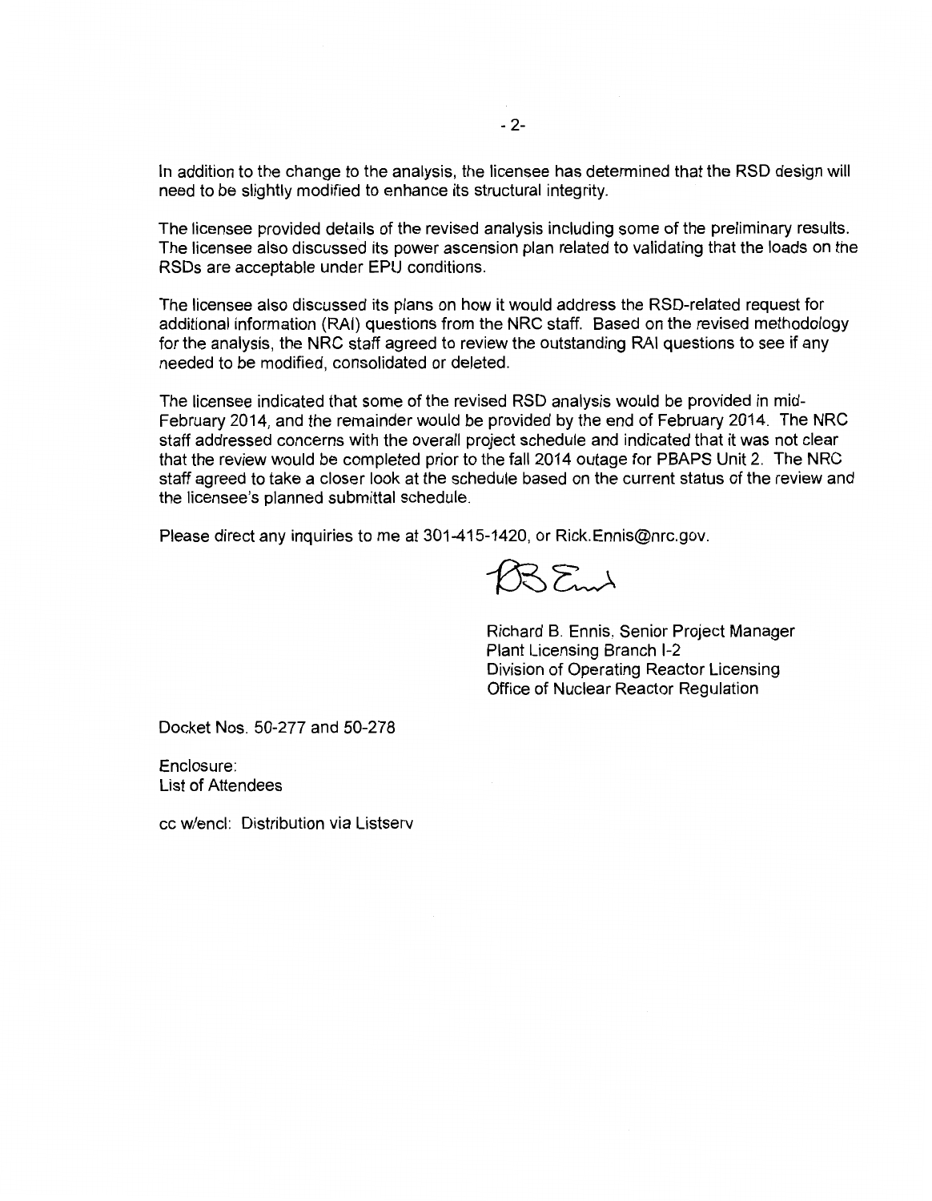In addition to the change to the analysis, the licensee has determined that the RSD design will need to be slightly modified to enhance its structural integrity.

The licensee provided details of the revised analysis including some of the preliminary results. The licensee also discussed its power ascension plan related to validating that the loads on the RSDs are acceptable under EPU conditions.

The licensee also discussed its plans on how it would address the RSD-related request for additional information (RAI) questions from the NRC staff. Based on the revised methodology for the analysis, the NRC staff agreed to review the outstanding RAI questions to see if any needed to be modified, consolidated or deleted.

The licensee indicated that some of the revised RSD analysis would be provided in mid-February 2014, and the remainder would be provided by the end of February 2014. The NRC staff addressed concerns with the overall project schedule and indicated that it was not clear that the review would be completed prior to the fall 2014 outage for PBAPS Unit 2. The NRC staff agreed to take a closer look at the schedule based on the current status of the review and the licensee's planned submittal schedule.

Please direct any inquiries to me at 301-415-1420, or Rick.Ennis@nrc.gov.

Richard B. Ennis, Senior Project Manager
Plant Licensing Branch I-2
Division of Operating Reactor Licensing
Office of Nuclear Reactor Regulation

Docket Nos. 50-277 and 50-278

Enclosure:
List of Attendees

cc w/encl: Distribution via Listserv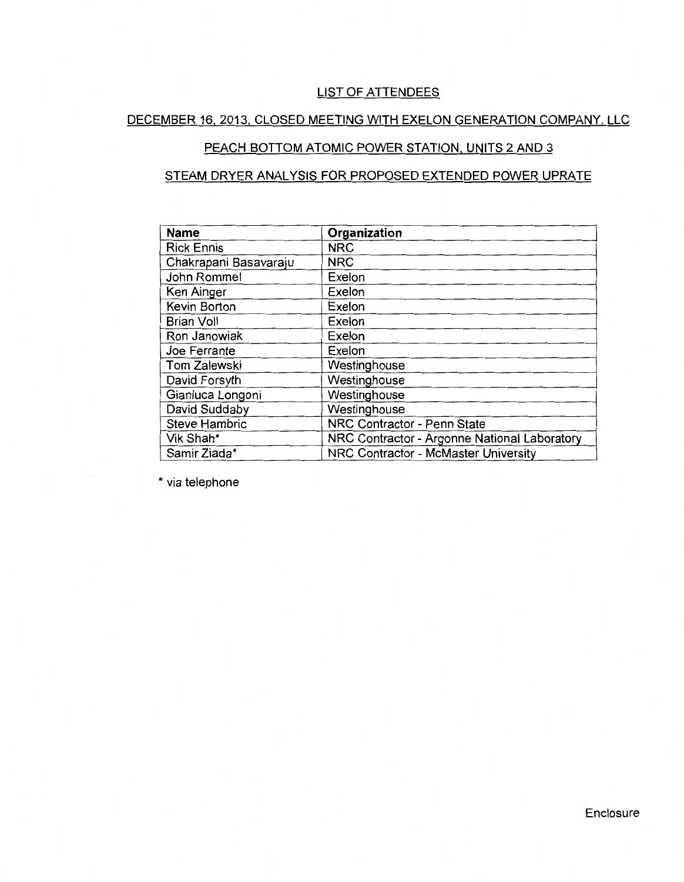# LIST OF ATTENDEES

## DECEMBER 16, 2013, CLOSED MEETING WITH EXELON GENERATION COMPANY, LLC

## PEACH BOTTOM ATOMIC POWER STATION, UNITS 2 AND 3

## STEAM DRYER ANALYSIS FOR PROPOSED EXTENDED POWER UPRATE

| Name | Organization |
|---|---|
| Rick Ennis | NRC |
| Chakrapani Basavaraju | NRC |
| John Rommel | Exelon |
| Ken Ainger | Exelon |
| Kevin Borton | Exelon |
| Brian Voll | Exelon |
| Ron Janowiak | Exelon |
| Joe Ferrante | Exelon |
| Tom Zalewski | Westinghouse |
| David Forsyth | Westinghouse |
| Gianluca Longoni | Westinghouse |
| David Suddaby | Westinghouse |
| Steve Hambric | NRC Contractor - Penn State |
| Vik Shah* | NRC Contractor - Argonne National Laboratory |
| Samir Ziada* | NRC Contractor - McMaster University |

* via telephone

Enclosure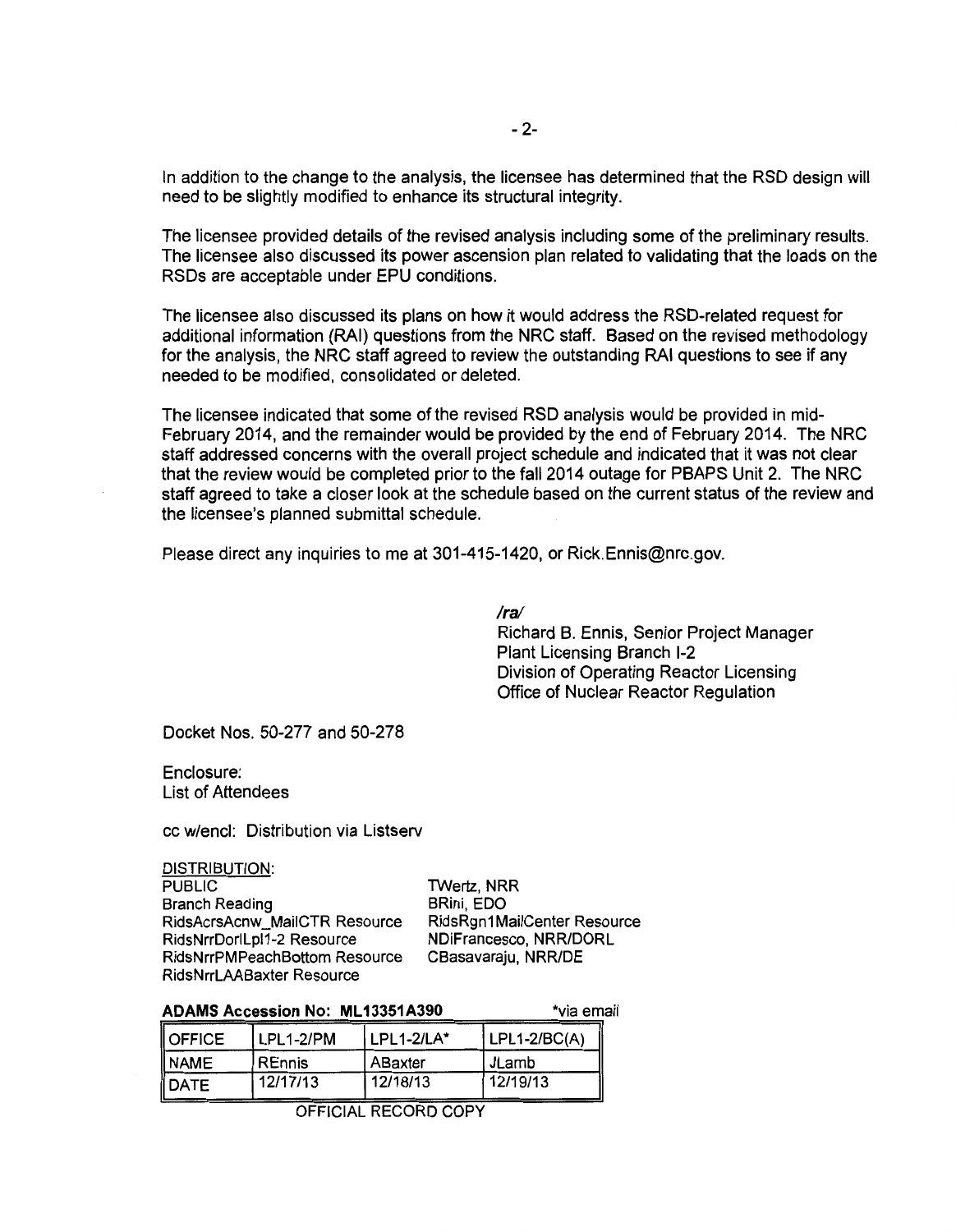In addition to the change to the analysis, the licensee has determined that the RSD design will need to be slightly modified to enhance its structural integrity.

The licensee provided details of the revised analysis including some of the preliminary results. The licensee also discussed its power ascension plan related to validating that the loads on the RSDs are acceptable under EPU conditions.

The licensee also discussed its plans on how it would address the RSD-related request for additional information (RAI) questions from the NRC staff. Based on the revised methodology for the analysis, the NRC staff agreed to review the outstanding RAI questions to see if any needed to be modified, consolidated or deleted.

The licensee indicated that some of the revised RSD analysis would be provided in mid-February 2014, and the remainder would be provided by the end of February 2014. The NRC staff addressed concerns with the overall project schedule and indicated that it was not clear that the review would be completed prior to the fall 2014 outage for PBAPS Unit 2. The NRC staff agreed to take a closer look at the schedule based on the current status of the review and the licensee's planned submittal schedule.

Please direct any inquiries to me at 301-415-1420, or Rick.Ennis@nrc.gov.

*/ra/*

Richard B. Ennis, Senior Project Manager
Plant Licensing Branch I-2
Division of Operating Reactor Licensing
Office of Nuclear Reactor Regulation

Docket Nos. 50-277 and 50-278

Enclosure:
List of Attendees

cc w/encl: Distribution via Listserv

DISTRIBUTION:

PUBLIC
Branch Reading
RidsAcrsAcnw_MailCTR Resource
RidsNrrDorlLpl1-2 Resource
RidsNrrPMPeachBottom Resource
RidsNrrLAABaxter Resource
TWertz, NRR
BRini, EDO
RidsRgn1MailCenter Resource
NDiFrancesco, NRR/DORL
CBasavaraju, NRR/DE

**ADAMS Accession No: ML13351A390** *via email

| OFFICE | LPL1-2/PM | LPL1-2/LA* | LPL1-2/BC(A) |
|---|---|---|---|
| NAME | REnnis | ABaxter | JLamb |
| DATE | 12/17/13 | 12/18/13 | 12/19/13 |

OFFICIAL RECORD COPY